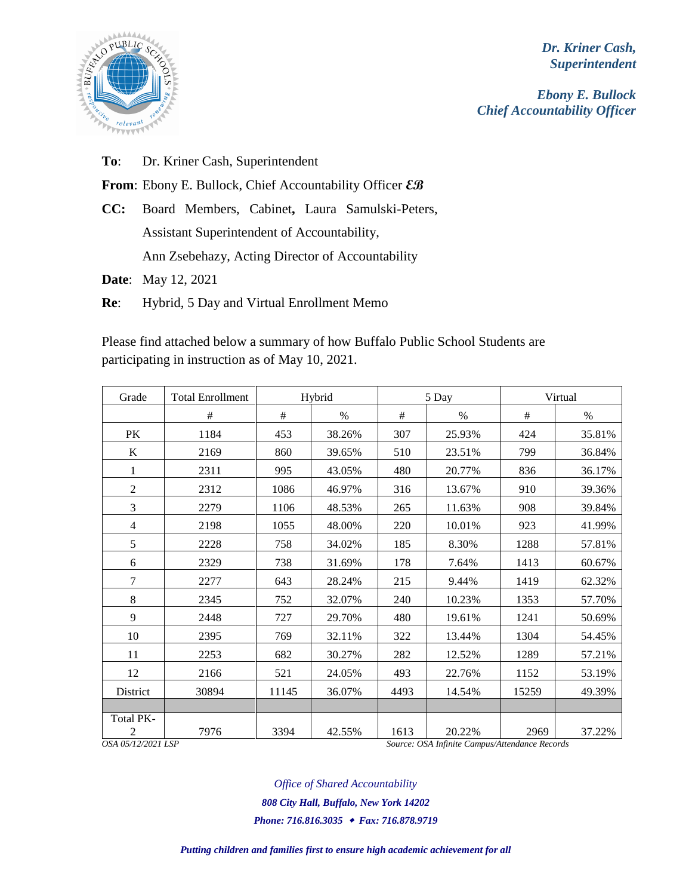*Dr. Kriner Cash,*
*Superintendent*

*Ebony E. Bullock*
*Chief Accountability Officer*

**To**: Dr. Kriner Cash, Superintendent

**From**: Ebony E. Bullock, Chief Accountability Officer *EB*

**CC:** Board Members, Cabinet, Laura Samulski-Peters, Assistant Superintendent of Accountability, Ann Zsebehazy, Acting Director of Accountability

**Date**: May 12, 2021

**Re**: Hybrid, 5 Day and Virtual Enrollment Memo

Please find attached below a summary of how Buffalo Public School Students are participating in instruction as of May 10, 2021.

| Grade | Total Enrollment | Hybrid | | 5 Day | | Virtual | |
|---|---|---|---|---|---|---|---|
| | # | # | % | # | % | # | % |
| PK | 1184 | 453 | 38.26% | 307 | 25.93% | 424 | 35.81% |
| K | 2169 | 860 | 39.65% | 510 | 23.51% | 799 | 36.84% |
| 1 | 2311 | 995 | 43.05% | 480 | 20.77% | 836 | 36.17% |
| 2 | 2312 | 1086 | 46.97% | 316 | 13.67% | 910 | 39.36% |
| 3 | 2279 | 1106 | 48.53% | 265 | 11.63% | 908 | 39.84% |
| 4 | 2198 | 1055 | 48.00% | 220 | 10.01% | 923 | 41.99% |
| 5 | 2228 | 758 | 34.02% | 185 | 8.30% | 1288 | 57.81% |
| 6 | 2329 | 738 | 31.69% | 178 | 7.64% | 1413 | 60.67% |
| 7 | 2277 | 643 | 28.24% | 215 | 9.44% | 1419 | 62.32% |
| 8 | 2345 | 752 | 32.07% | 240 | 10.23% | 1353 | 57.70% |
| 9 | 2448 | 727 | 29.70% | 480 | 19.61% | 1241 | 50.69% |
| 10 | 2395 | 769 | 32.11% | 322 | 13.44% | 1304 | 54.45% |
| 11 | 2253 | 682 | 30.27% | 282 | 12.52% | 1289 | 57.21% |
| 12 | 2166 | 521 | 24.05% | 493 | 22.76% | 1152 | 53.19% |
| District | 30894 | 11145 | 36.07% | 4493 | 14.54% | 15259 | 49.39% |
| | | | | | | | |
| Total PK-2 | 7976 | 3394 | 42.55% | 1613 | 20.22% | 2969 | 37.22% |

*OSA 05/12/2021 LSP*

*Source: OSA Infinite Campus/Attendance Records*

*Office of Shared Accountability*
***808 City Hall, Buffalo, New York 14202***
***Phone: 716.816.3035 • Fax: 716.878.9719***

***Putting children and families first to ensure high academic achievement for all***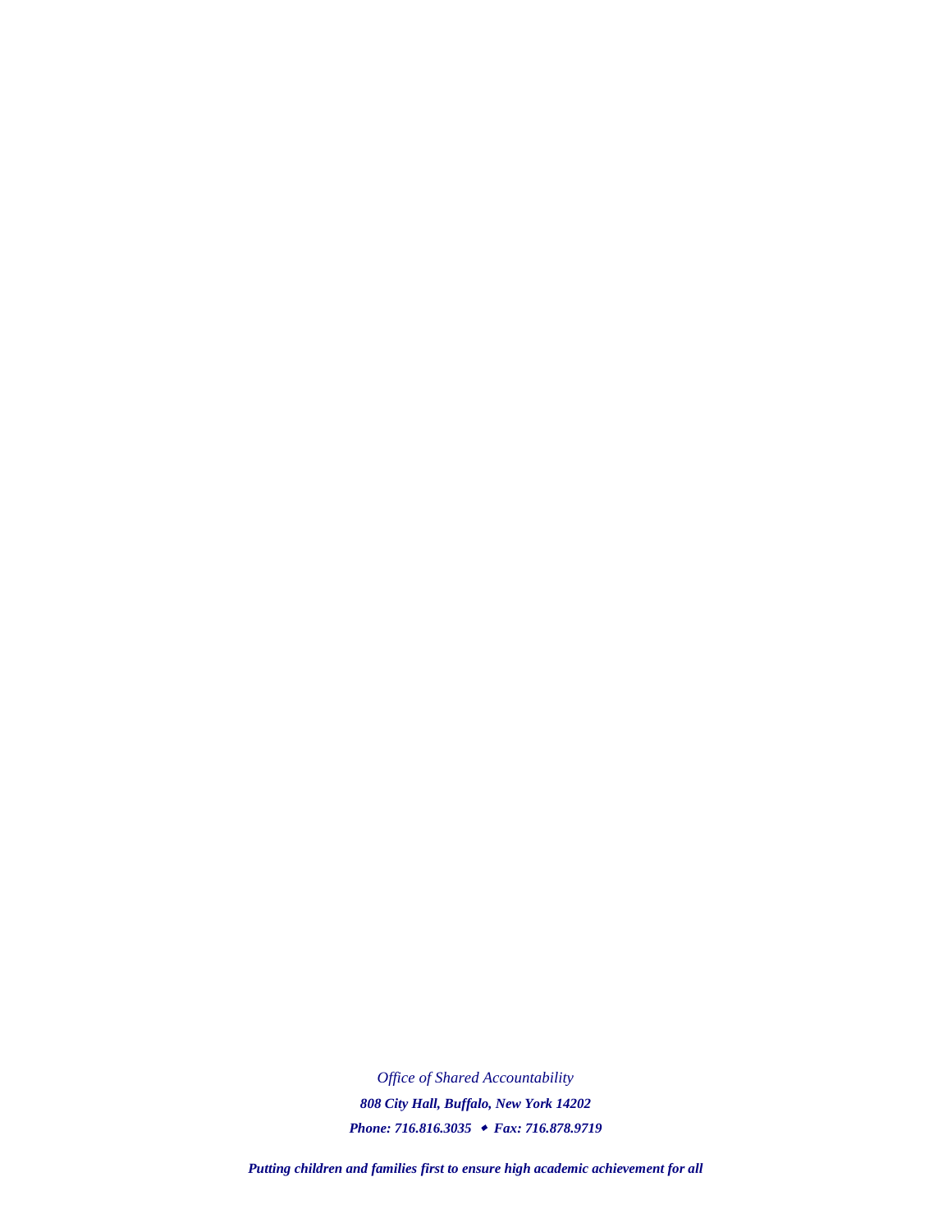*Office of Shared Accountability*

***808 City Hall, Buffalo, New York 14202***

***Phone: 716.816.3035 ◆ Fax: 716.878.9719***

***Putting children and families first to ensure high academic achievement for all***